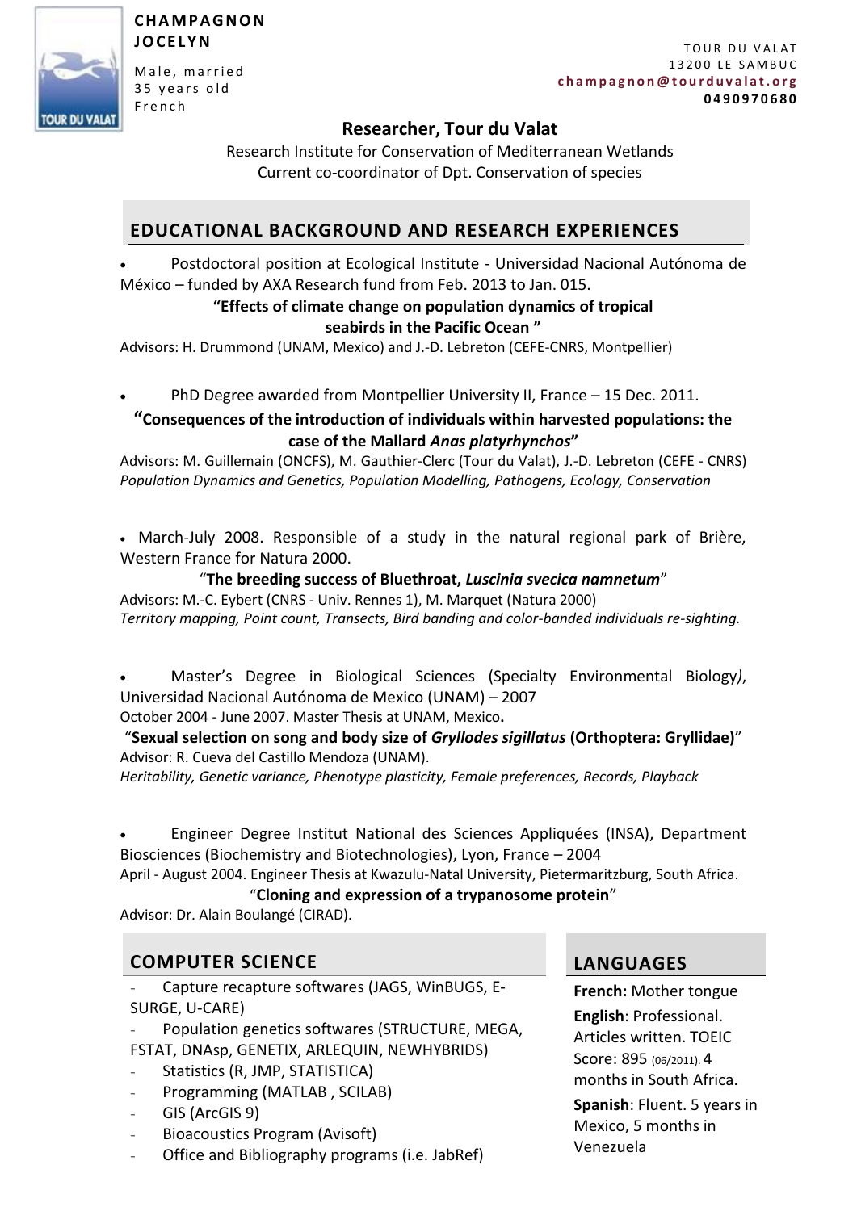**CHAMPAGNON JOCELYN**

Male, married
35 years old
French

TOUR DU VALAT
13200 LE SAMBUC
**champagnon@tourduvalat.org**
**0490970680**

## Researcher, Tour du Valat

Research Institute for Conservation of Mediterranean Wetlands
Current co-coordinator of Dpt. Conservation of species

## EDUCATIONAL BACKGROUND AND RESEARCH EXPERIENCES

- Postdoctoral position at Ecological Institute - Universidad Nacional Autónoma de México – funded by AXA Research fund from Feb. 2013 to Jan. 015.

  **"Effects of climate change on population dynamics of tropical seabirds in the Pacific Ocean "**

  Advisors: H. Drummond (UNAM, Mexico) and J.-D. Lebreton (CEFE-CNRS, Montpellier)

- PhD Degree awarded from Montpellier University II, France – 15 Dec. 2011.

  **"Consequences of the introduction of individuals within harvested populations: the case of the Mallard *Anas platyrhynchos*"**

  Advisors: M. Guillemain (ONCFS), M. Gauthier-Clerc (Tour du Valat), J.-D. Lebreton (CEFE - CNRS)
  *Population Dynamics and Genetics, Population Modelling, Pathogens, Ecology, Conservation*

- March-July 2008. Responsible of a study in the natural regional park of Brière, Western France for Natura 2000.

  "**The breeding success of Bluethroat, *Luscinia svecica namnetum***"

  Advisors: M.-C. Eybert (CNRS - Univ. Rennes 1), M. Marquet (Natura 2000)
  *Territory mapping, Point count, Transects, Bird banding and color-banded individuals re-sighting.*

- Master's Degree in Biological Sciences (Specialty Environmental Biology*)*, Universidad Nacional Autónoma de Mexico (UNAM) – 2007

  October 2004 - June 2007. Master Thesis at UNAM, Mexico**.**

  "**Sexual selection on song and body size of *Gryllodes sigillatus* (Orthoptera: Gryllidae)**"

  Advisor: R. Cueva del Castillo Mendoza (UNAM).
  *Heritability, Genetic variance, Phenotype plasticity, Female preferences, Records, Playback*

- Engineer Degree Institut National des Sciences Appliquées (INSA), Department Biosciences (Biochemistry and Biotechnologies), Lyon, France – 2004

  April - August 2004. Engineer Thesis at Kwazulu-Natal University, Pietermaritzburg, South Africa.

  "**Cloning and expression of a trypanosome protein**"

  Advisor: Dr. Alain Boulangé (CIRAD).

## COMPUTER SCIENCE

- Capture recapture softwares (JAGS, WinBUGS, E-SURGE, U-CARE)
- Population genetics softwares (STRUCTURE, MEGA, FSTAT, DNAsp, GENETIX, ARLEQUIN, NEWHYBRIDS)
- Statistics (R, JMP, STATISTICA)
- Programming (MATLAB , SCILAB)
- GIS (ArcGIS 9)
- Bioacoustics Program (Avisoft)
- Office and Bibliography programs (i.e. JabRef)

## LANGUAGES

**French:** Mother tongue

**English**: Professional. Articles written. TOEIC Score: 895 (06/2011). 4 months in South Africa.

**Spanish**: Fluent. 5 years in Mexico, 5 months in Venezuela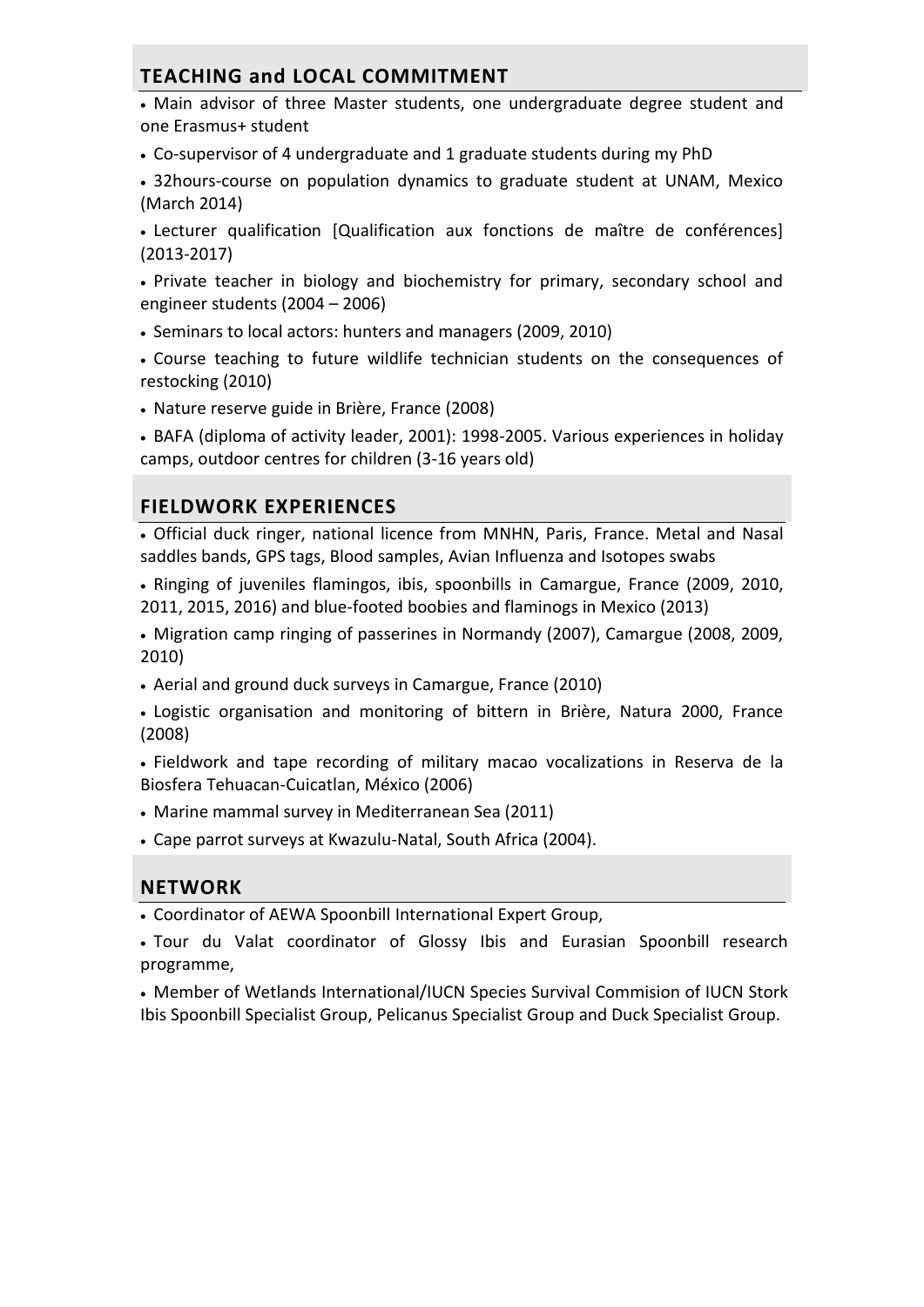## TEACHING and LOCAL COMMITMENT

- Main advisor of three Master students, one undergraduate degree student and one Erasmus+ student
- Co-supervisor of 4 undergraduate and 1 graduate students during my PhD
- 32hours-course on population dynamics to graduate student at UNAM, Mexico (March 2014)
- Lecturer qualification [Qualification aux fonctions de maître de conférences] (2013-2017)
- Private teacher in biology and biochemistry for primary, secondary school and engineer students (2004 – 2006)
- Seminars to local actors: hunters and managers (2009, 2010)
- Course teaching to future wildlife technician students on the consequences of restocking (2010)
- Nature reserve guide in Brière, France (2008)
- BAFA (diploma of activity leader, 2001): 1998-2005. Various experiences in holiday camps, outdoor centres for children (3-16 years old)

## FIELDWORK EXPERIENCES

- Official duck ringer, national licence from MNHN, Paris, France. Metal and Nasal saddles bands, GPS tags, Blood samples, Avian Influenza and Isotopes swabs
- Ringing of juveniles flamingos, ibis, spoonbills in Camargue, France (2009, 2010, 2011, 2015, 2016) and blue-footed boobies and flaminogs in Mexico (2013)
- Migration camp ringing of passerines in Normandy (2007), Camargue (2008, 2009, 2010)
- Aerial and ground duck surveys in Camargue, France (2010)
- Logistic organisation and monitoring of bittern in Brière, Natura 2000, France (2008)
- Fieldwork and tape recording of military macao vocalizations in Reserva de la Biosfera Tehuacan-Cuicatlan, México (2006)
- Marine mammal survey in Mediterranean Sea (2011)
- Cape parrot surveys at Kwazulu-Natal, South Africa (2004).

## NETWORK

- Coordinator of AEWA Spoonbill International Expert Group,
- Tour du Valat coordinator of Glossy Ibis and Eurasian Spoonbill research programme,
- Member of Wetlands International/IUCN Species Survival Commision of IUCN Stork Ibis Spoonbill Specialist Group, Pelicanus Specialist Group and Duck Specialist Group.